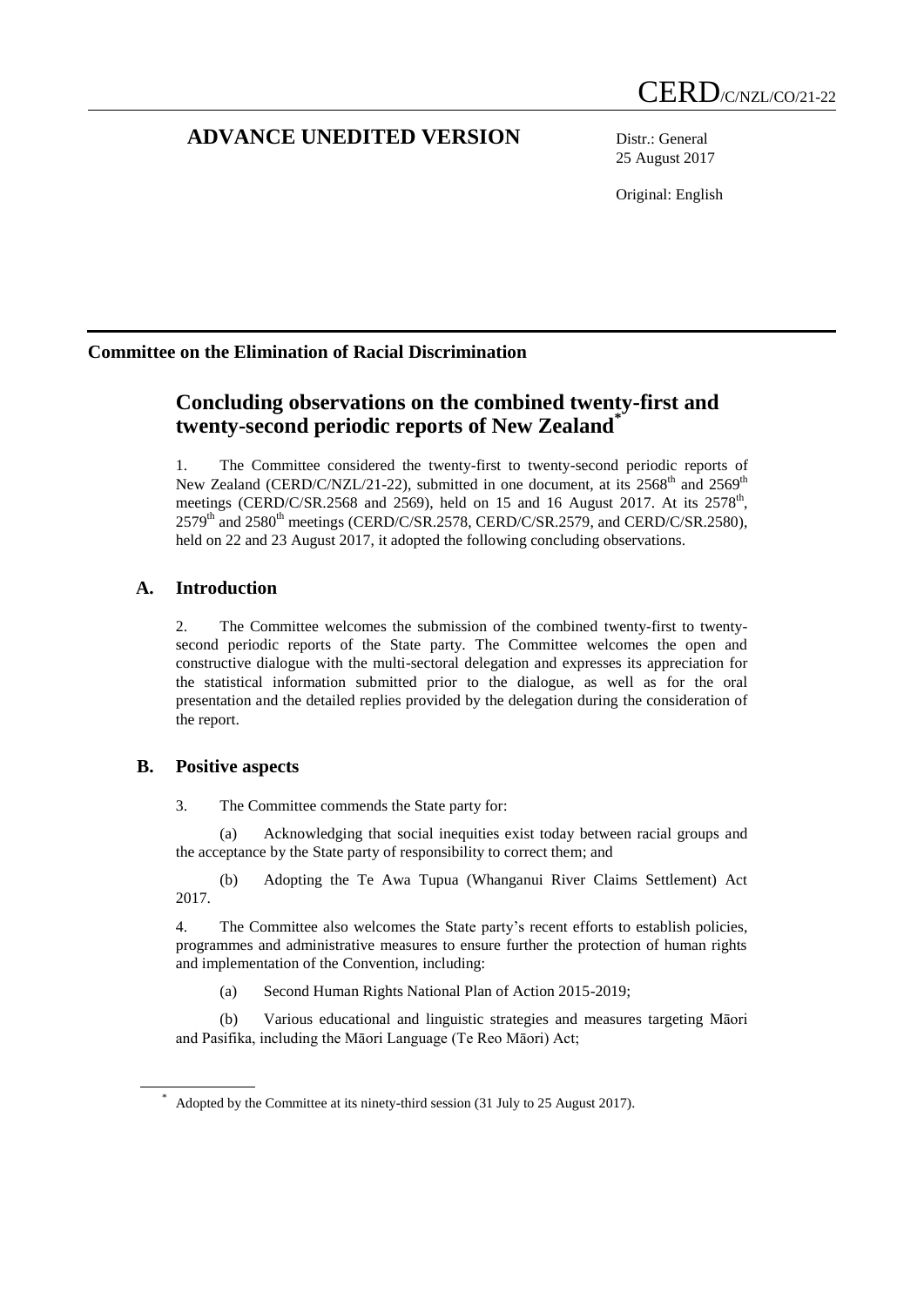CERD/C/NZL/CO/21-22

# ADVANCE UNEDITED VERSION

Distr.: General
25 August 2017

Original: English

**Committee on the Elimination of Racial Discrimination**

## Concluding observations on the combined twenty-first and twenty-second periodic reports of New Zealand*

1. The Committee considered the twenty-first to twenty-second periodic reports of New Zealand (CERD/C/NZL/21-22), submitted in one document, at its 2568th and 2569th meetings (CERD/C/SR.2568 and 2569), held on 15 and 16 August 2017. At its 2578th, 2579th and 2580th meetings (CERD/C/SR.2578, CERD/C/SR.2579, and CERD/C/SR.2580), held on 22 and 23 August 2017, it adopted the following concluding observations.

### A. Introduction

2. The Committee welcomes the submission of the combined twenty-first to twenty-second periodic reports of the State party. The Committee welcomes the open and constructive dialogue with the multi-sectoral delegation and expresses its appreciation for the statistical information submitted prior to the dialogue, as well as for the oral presentation and the detailed replies provided by the delegation during the consideration of the report.

### B. Positive aspects

3. The Committee commends the State party for:

(a) Acknowledging that social inequities exist today between racial groups and the acceptance by the State party of responsibility to correct them; and

(b) Adopting the Te Awa Tupua (Whanganui River Claims Settlement) Act 2017.

4. The Committee also welcomes the State party's recent efforts to establish policies, programmes and administrative measures to ensure further the protection of human rights and implementation of the Convention, including:

(a) Second Human Rights National Plan of Action 2015-2019;

(b) Various educational and linguistic strategies and measures targeting Māori and Pasifika, including the Māori Language (Te Reo Māori) Act;

* Adopted by the Committee at its ninety-third session (31 July to 25 August 2017).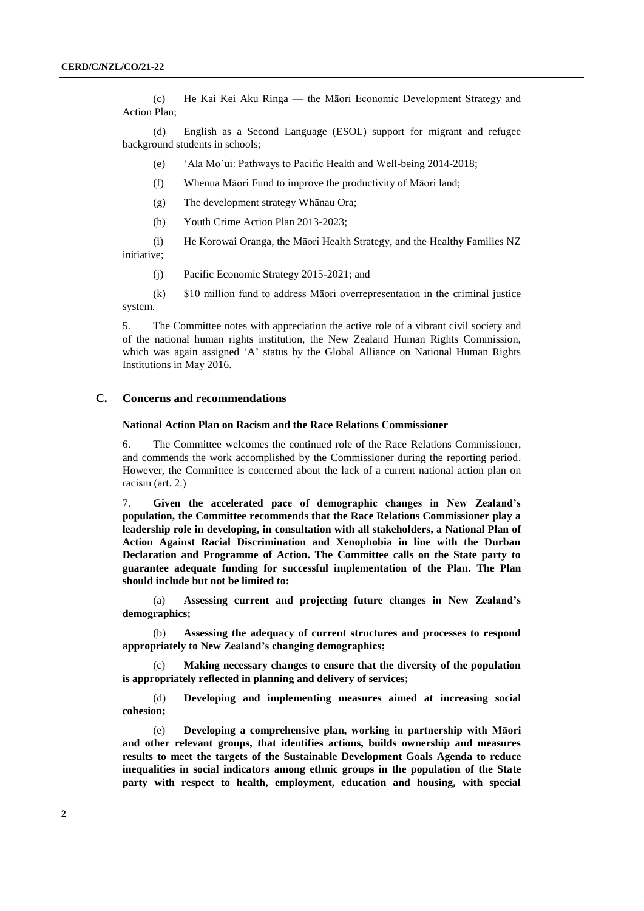(c) He Kai Kei Aku Ringa — the Māori Economic Development Strategy and Action Plan;

(d) English as a Second Language (ESOL) support for migrant and refugee background students in schools;

(e) 'Ala Mo'ui: Pathways to Pacific Health and Well-being 2014-2018;

(f) Whenua Māori Fund to improve the productivity of Māori land;

(g) The development strategy Whānau Ora;

(h) Youth Crime Action Plan 2013-2023;

(i) He Korowai Oranga, the Māori Health Strategy, and the Healthy Families NZ initiative;

(j) Pacific Economic Strategy 2015-2021; and

(k) $10 million fund to address Māori overrepresentation in the criminal justice system.

5. The Committee notes with appreciation the active role of a vibrant civil society and of the national human rights institution, the New Zealand Human Rights Commission, which was again assigned 'A' status by the Global Alliance on National Human Rights Institutions in May 2016.

## C. Concerns and recommendations

### National Action Plan on Racism and the Race Relations Commissioner

6. The Committee welcomes the continued role of the Race Relations Commissioner, and commends the work accomplished by the Commissioner during the reporting period. However, the Committee is concerned about the lack of a current national action plan on racism (art. 2.)

7. **Given the accelerated pace of demographic changes in New Zealand's population, the Committee recommends that the Race Relations Commissioner play a leadership role in developing, in consultation with all stakeholders, a National Plan of Action Against Racial Discrimination and Xenophobia in line with the Durban Declaration and Programme of Action. The Committee calls on the State party to guarantee adequate funding for successful implementation of the Plan. The Plan should include but not be limited to:**

(a) **Assessing current and projecting future changes in New Zealand's demographics;**

(b) **Assessing the adequacy of current structures and processes to respond appropriately to New Zealand's changing demographics;**

(c) **Making necessary changes to ensure that the diversity of the population is appropriately reflected in planning and delivery of services;**

(d) **Developing and implementing measures aimed at increasing social cohesion;**

(e) **Developing a comprehensive plan, working in partnership with Māori and other relevant groups, that identifies actions, builds ownership and measures results to meet the targets of the Sustainable Development Goals Agenda to reduce inequalities in social indicators among ethnic groups in the population of the State party with respect to health, employment, education and housing, with special**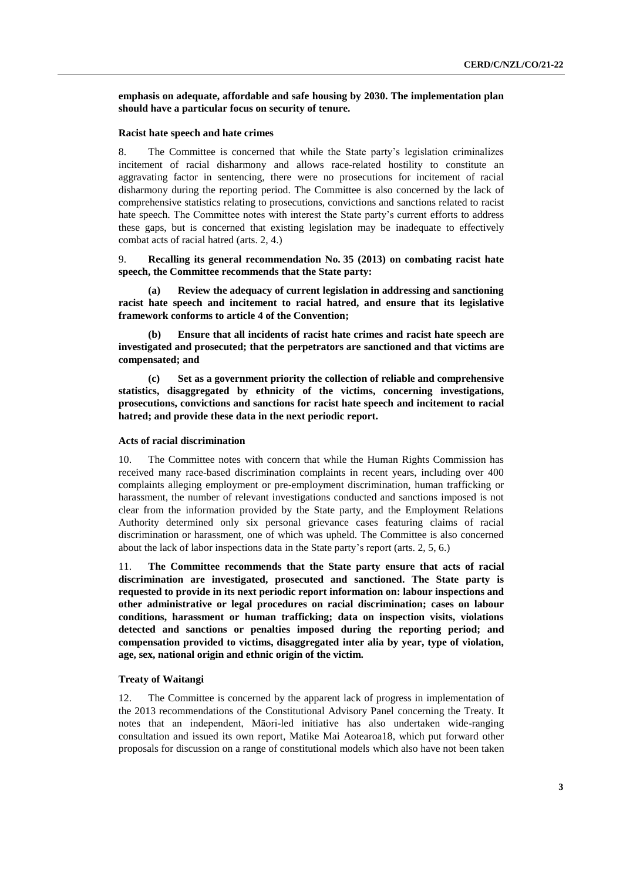**emphasis on adequate, affordable and safe housing by 2030. The implementation plan should have a particular focus on security of tenure.**

### Racist hate speech and hate crimes

8. The Committee is concerned that while the State party's legislation criminalizes incitement of racial disharmony and allows race-related hostility to constitute an aggravating factor in sentencing, there were no prosecutions for incitement of racial disharmony during the reporting period. The Committee is also concerned by the lack of comprehensive statistics relating to prosecutions, convictions and sanctions related to racist hate speech. The Committee notes with interest the State party's current efforts to address these gaps, but is concerned that existing legislation may be inadequate to effectively combat acts of racial hatred (arts. 2, 4.)

9. **Recalling its general recommendation No. 35 (2013) on combating racist hate speech, the Committee recommends that the State party:**

**(a) Review the adequacy of current legislation in addressing and sanctioning racist hate speech and incitement to racial hatred, and ensure that its legislative framework conforms to article 4 of the Convention;**

**(b) Ensure that all incidents of racist hate crimes and racist hate speech are investigated and prosecuted; that the perpetrators are sanctioned and that victims are compensated; and**

**(c) Set as a government priority the collection of reliable and comprehensive statistics, disaggregated by ethnicity of the victims, concerning investigations, prosecutions, convictions and sanctions for racist hate speech and incitement to racial hatred; and provide these data in the next periodic report.**

### Acts of racial discrimination

10. The Committee notes with concern that while the Human Rights Commission has received many race-based discrimination complaints in recent years, including over 400 complaints alleging employment or pre-employment discrimination, human trafficking or harassment, the number of relevant investigations conducted and sanctions imposed is not clear from the information provided by the State party, and the Employment Relations Authority determined only six personal grievance cases featuring claims of racial discrimination or harassment, one of which was upheld. The Committee is also concerned about the lack of labor inspections data in the State party's report (arts. 2, 5, 6.)

11. **The Committee recommends that the State party ensure that acts of racial discrimination are investigated, prosecuted and sanctioned. The State party is requested to provide in its next periodic report information on: labour inspections and other administrative or legal procedures on racial discrimination; cases on labour conditions, harassment or human trafficking; data on inspection visits, violations detected and sanctions or penalties imposed during the reporting period; and compensation provided to victims, disaggregated inter alia by year, type of violation, age, sex, national origin and ethnic origin of the victim.**

### Treaty of Waitangi

12. The Committee is concerned by the apparent lack of progress in implementation of the 2013 recommendations of the Constitutional Advisory Panel concerning the Treaty. It notes that an independent, Māori-led initiative has also undertaken wide-ranging consultation and issued its own report, Matike Mai Aotearoa[18], which put forward other proposals for discussion on a range of constitutional models which also have not been taken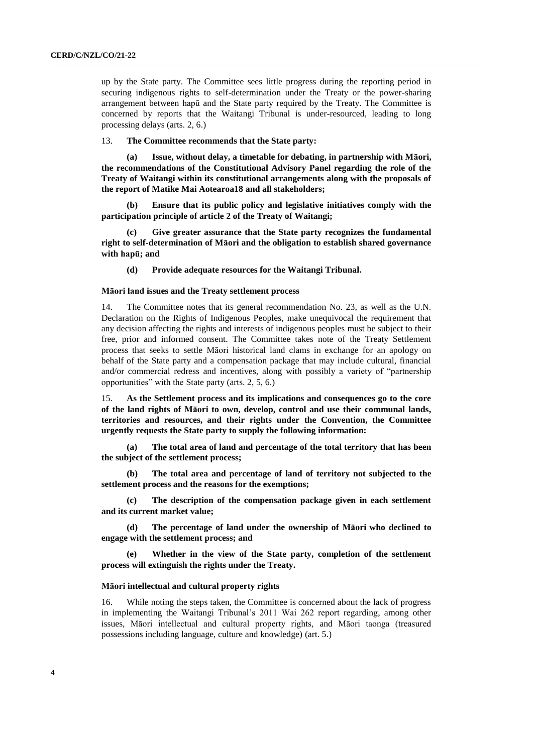up by the State party. The Committee sees little progress during the reporting period in securing indigenous rights to self-determination under the Treaty or the power-sharing arrangement between hapū and the State party required by the Treaty. The Committee is concerned by reports that the Waitangi Tribunal is under-resourced, leading to long processing delays (arts. 2, 6.)

13. **The Committee recommends that the State party:**

**(a) Issue, without delay, a timetable for debating, in partnership with Māori, the recommendations of the Constitutional Advisory Panel regarding the role of the Treaty of Waitangi within its constitutional arrangements along with the proposals of the report of Matike Mai Aotearoa18 and all stakeholders;**

**(b) Ensure that its public policy and legislative initiatives comply with the participation principle of article 2 of the Treaty of Waitangi;**

**(c) Give greater assurance that the State party recognizes the fundamental right to self-determination of Māori and the obligation to establish shared governance with hapū; and**

**(d) Provide adequate resources for the Waitangi Tribunal.**

### Māori land issues and the Treaty settlement process

14. The Committee notes that its general recommendation No. 23, as well as the U.N. Declaration on the Rights of Indigenous Peoples, make unequivocal the requirement that any decision affecting the rights and interests of indigenous peoples must be subject to their free, prior and informed consent. The Committee takes note of the Treaty Settlement process that seeks to settle Māori historical land clams in exchange for an apology on behalf of the State party and a compensation package that may include cultural, financial and/or commercial redress and incentives, along with possibly a variety of "partnership opportunities" with the State party (arts. 2, 5, 6.)

15. **As the Settlement process and its implications and consequences go to the core of the land rights of Māori to own, develop, control and use their communal lands, territories and resources, and their rights under the Convention, the Committee urgently requests the State party to supply the following information:**

**(a) The total area of land and percentage of the total territory that has been the subject of the settlement process;**

**(b) The total area and percentage of land of territory not subjected to the settlement process and the reasons for the exemptions;**

**(c) The description of the compensation package given in each settlement and its current market value;**

**(d) The percentage of land under the ownership of Māori who declined to engage with the settlement process; and**

**(e) Whether in the view of the State party, completion of the settlement process will extinguish the rights under the Treaty.**

### Māori intellectual and cultural property rights

16. While noting the steps taken, the Committee is concerned about the lack of progress in implementing the Waitangi Tribunal's 2011 Wai 262 report regarding, among other issues, Māori intellectual and cultural property rights, and Māori taonga (treasured possessions including language, culture and knowledge) (art. 5.)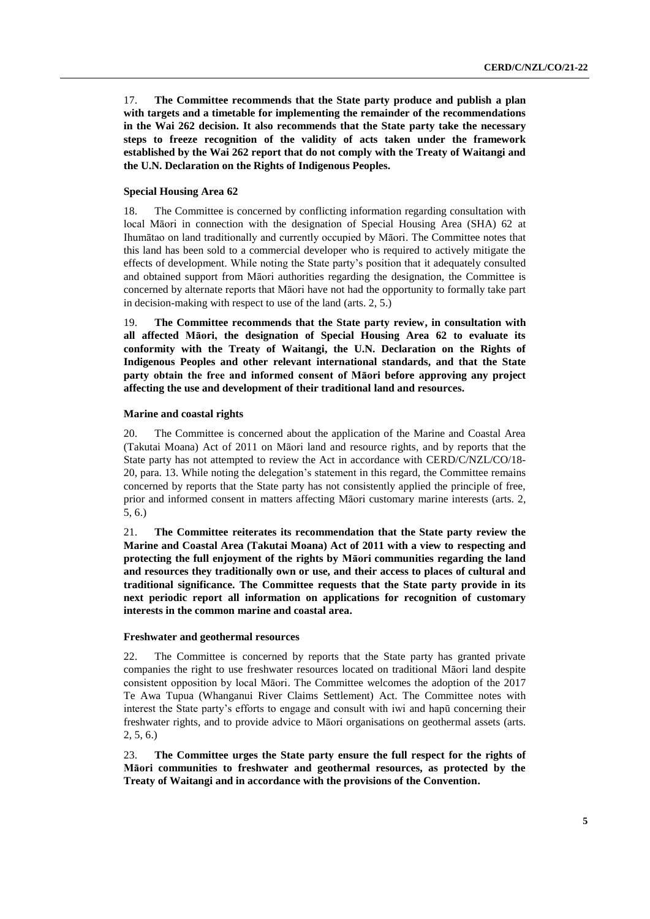17. **The Committee recommends that the State party produce and publish a plan with targets and a timetable for implementing the remainder of the recommendations in the Wai 262 decision. It also recommends that the State party take the necessary steps to freeze recognition of the validity of acts taken under the framework established by the Wai 262 report that do not comply with the Treaty of Waitangi and the U.N. Declaration on the Rights of Indigenous Peoples.**

### Special Housing Area 62

18. The Committee is concerned by conflicting information regarding consultation with local Māori in connection with the designation of Special Housing Area (SHA) 62 at Ihumātao on land traditionally and currently occupied by Māori. The Committee notes that this land has been sold to a commercial developer who is required to actively mitigate the effects of development. While noting the State party's position that it adequately consulted and obtained support from Māori authorities regarding the designation, the Committee is concerned by alternate reports that Māori have not had the opportunity to formally take part in decision-making with respect to use of the land (arts. 2, 5.)

19. **The Committee recommends that the State party review, in consultation with all affected Māori, the designation of Special Housing Area 62 to evaluate its conformity with the Treaty of Waitangi, the U.N. Declaration on the Rights of Indigenous Peoples and other relevant international standards, and that the State party obtain the free and informed consent of Māori before approving any project affecting the use and development of their traditional land and resources.**

### Marine and coastal rights

20. The Committee is concerned about the application of the Marine and Coastal Area (Takutai Moana) Act of 2011 on Māori land and resource rights, and by reports that the State party has not attempted to review the Act in accordance with CERD/C/NZL/CO/18-20, para. 13. While noting the delegation's statement in this regard, the Committee remains concerned by reports that the State party has not consistently applied the principle of free, prior and informed consent in matters affecting Māori customary marine interests (arts. 2, 5, 6.)

21. **The Committee reiterates its recommendation that the State party review the Marine and Coastal Area (Takutai Moana) Act of 2011 with a view to respecting and protecting the full enjoyment of the rights by Māori communities regarding the land and resources they traditionally own or use, and their access to places of cultural and traditional significance. The Committee requests that the State party provide in its next periodic report all information on applications for recognition of customary interests in the common marine and coastal area.**

### Freshwater and geothermal resources

22. The Committee is concerned by reports that the State party has granted private companies the right to use freshwater resources located on traditional Māori land despite consistent opposition by local Māori. The Committee welcomes the adoption of the 2017 Te Awa Tupua (Whanganui River Claims Settlement) Act. The Committee notes with interest the State party's efforts to engage and consult with iwi and hapū concerning their freshwater rights, and to provide advice to Māori organisations on geothermal assets (arts. 2, 5, 6.)

23. **The Committee urges the State party ensure the full respect for the rights of Māori communities to freshwater and geothermal resources, as protected by the Treaty of Waitangi and in accordance with the provisions of the Convention.**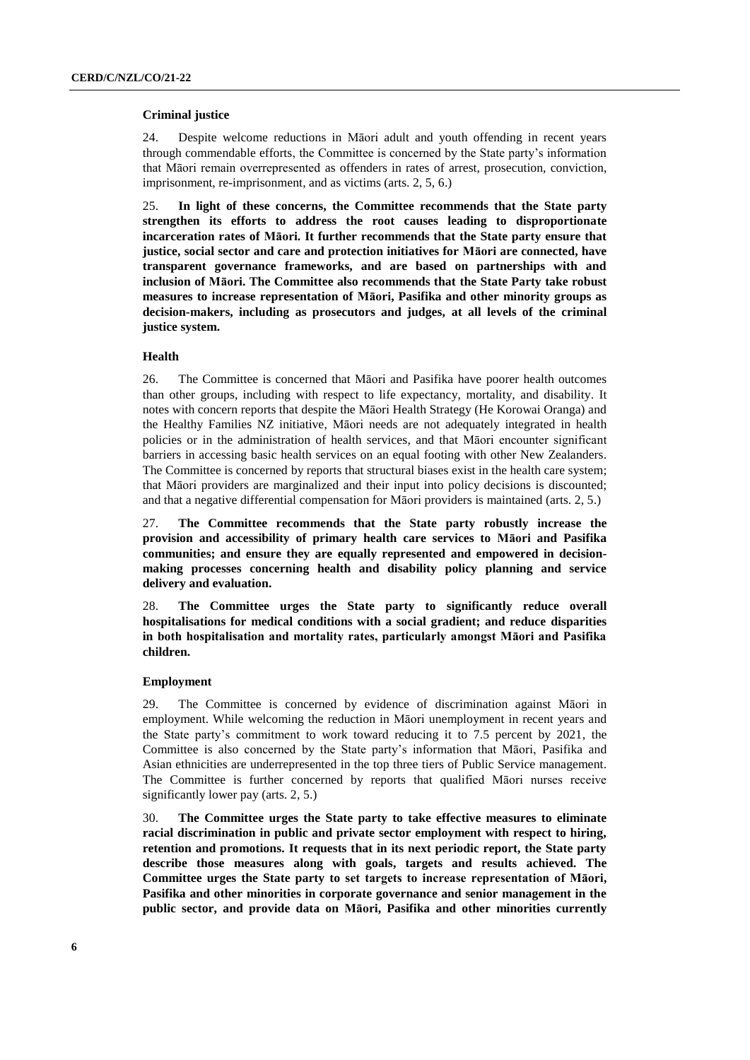### Criminal justice

24. Despite welcome reductions in Māori adult and youth offending in recent years through commendable efforts, the Committee is concerned by the State party's information that Māori remain overrepresented as offenders in rates of arrest, prosecution, conviction, imprisonment, re-imprisonment, and as victims (arts. 2, 5, 6.)

25. **In light of these concerns, the Committee recommends that the State party strengthen its efforts to address the root causes leading to disproportionate incarceration rates of Māori. It further recommends that the State party ensure that justice, social sector and care and protection initiatives for Māori are connected, have transparent governance frameworks, and are based on partnerships with and inclusion of Māori. The Committee also recommends that the State Party take robust measures to increase representation of Māori, Pasifika and other minority groups as decision-makers, including as prosecutors and judges, at all levels of the criminal justice system.**

### Health

26. The Committee is concerned that Māori and Pasifika have poorer health outcomes than other groups, including with respect to life expectancy, mortality, and disability. It notes with concern reports that despite the Māori Health Strategy (He Korowai Oranga) and the Healthy Families NZ initiative, Māori needs are not adequately integrated in health policies or in the administration of health services, and that Māori encounter significant barriers in accessing basic health services on an equal footing with other New Zealanders. The Committee is concerned by reports that structural biases exist in the health care system; that Māori providers are marginalized and their input into policy decisions is discounted; and that a negative differential compensation for Māori providers is maintained (arts. 2, 5.)

27. **The Committee recommends that the State party robustly increase the provision and accessibility of primary health care services to Māori and Pasifika communities; and ensure they are equally represented and empowered in decision-making processes concerning health and disability policy planning and service delivery and evaluation.**

28. **The Committee urges the State party to significantly reduce overall hospitalisations for medical conditions with a social gradient; and reduce disparities in both hospitalisation and mortality rates, particularly amongst Māori and Pasifika children.**

### Employment

29. The Committee is concerned by evidence of discrimination against Māori in employment. While welcoming the reduction in Māori unemployment in recent years and the State party's commitment to work toward reducing it to 7.5 percent by 2021, the Committee is also concerned by the State party's information that Māori, Pasifika and Asian ethnicities are underrepresented in the top three tiers of Public Service management. The Committee is further concerned by reports that qualified Māori nurses receive significantly lower pay (arts. 2, 5.)

30. **The Committee urges the State party to take effective measures to eliminate racial discrimination in public and private sector employment with respect to hiring, retention and promotions. It requests that in its next periodic report, the State party describe those measures along with goals, targets and results achieved. The Committee urges the State party to set targets to increase representation of Māori, Pasifika and other minorities in corporate governance and senior management in the public sector, and provide data on Māori, Pasifika and other minorities currently**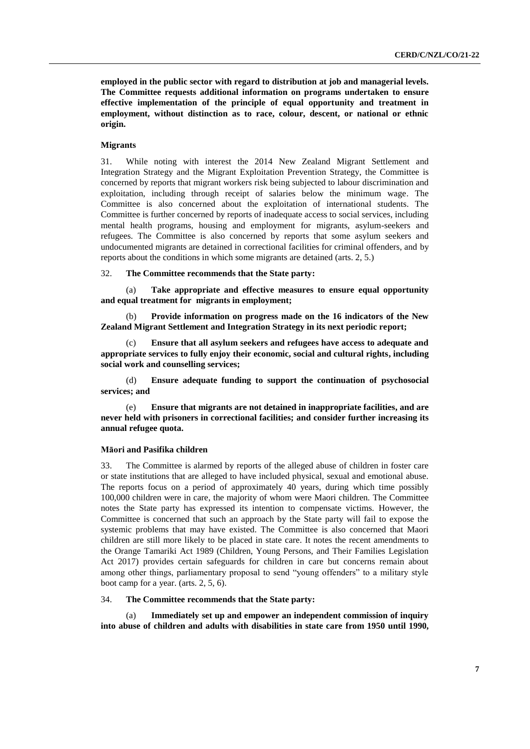**employed in the public sector with regard to distribution at job and managerial levels. The Committee requests additional information on programs undertaken to ensure effective implementation of the principle of equal opportunity and treatment in employment, without distinction as to race, colour, descent, or national or ethnic origin.**

### Migrants

31. While noting with interest the 2014 New Zealand Migrant Settlement and Integration Strategy and the Migrant Exploitation Prevention Strategy, the Committee is concerned by reports that migrant workers risk being subjected to labour discrimination and exploitation, including through receipt of salaries below the minimum wage. The Committee is also concerned about the exploitation of international students. The Committee is further concerned by reports of inadequate access to social services, including mental health programs, housing and employment for migrants, asylum-seekers and refugees. The Committee is also concerned by reports that some asylum seekers and undocumented migrants are detained in correctional facilities for criminal offenders, and by reports about the conditions in which some migrants are detained (arts. 2, 5.)

32. **The Committee recommends that the State party:**

(a) **Take appropriate and effective measures to ensure equal opportunity and equal treatment for migrants in employment;**

(b) **Provide information on progress made on the 16 indicators of the New Zealand Migrant Settlement and Integration Strategy in its next periodic report;**

(c) **Ensure that all asylum seekers and refugees have access to adequate and appropriate services to fully enjoy their economic, social and cultural rights, including social work and counselling services;**

(d) **Ensure adequate funding to support the continuation of psychosocial services; and**

(e) **Ensure that migrants are not detained in inappropriate facilities, and are never held with prisoners in correctional facilities; and consider further increasing its annual refugee quota.**

### Māori and Pasifika children

33. The Committee is alarmed by reports of the alleged abuse of children in foster care or state institutions that are alleged to have included physical, sexual and emotional abuse. The reports focus on a period of approximately 40 years, during which time possibly 100,000 children were in care, the majority of whom were Maori children. The Committee notes the State party has expressed its intention to compensate victims. However, the Committee is concerned that such an approach by the State party will fail to expose the systemic problems that may have existed. The Committee is also concerned that Maori children are still more likely to be placed in state care. It notes the recent amendments to the Orange Tamariki Act 1989 (Children, Young Persons, and Their Families Legislation Act 2017) provides certain safeguards for children in care but concerns remain about among other things, parliamentary proposal to send "young offenders" to a military style boot camp for a year. (arts. 2, 5, 6).

34. **The Committee recommends that the State party:**

(a) **Immediately set up and empower an independent commission of inquiry into abuse of children and adults with disabilities in state care from 1950 until 1990,**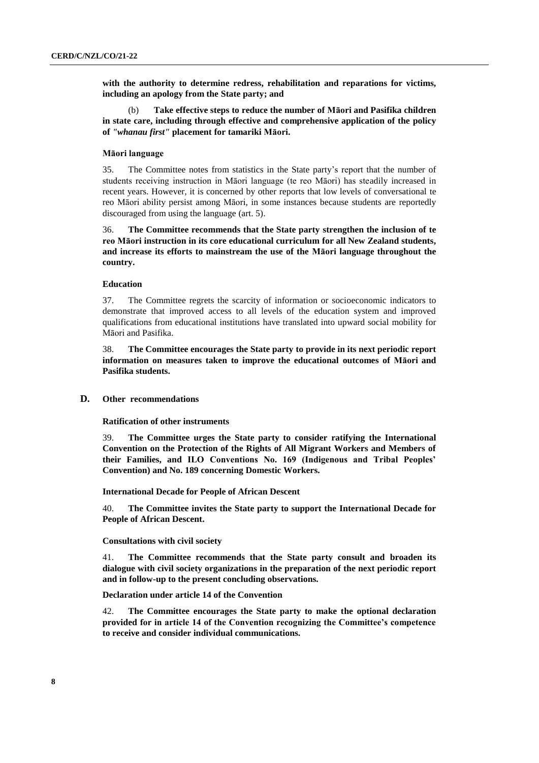**with the authority to determine redress, rehabilitation and reparations for victims, including an apology from the State party; and**

(b) **Take effective steps to reduce the number of Māori and Pasifika children in state care, including through effective and comprehensive application of the policy of *"whanau first"* placement for tamariki Māori.**

### Māori language

35. The Committee notes from statistics in the State party's report that the number of students receiving instruction in Māori language (te reo Māori) has steadily increased in recent years. However, it is concerned by other reports that low levels of conversational te reo Māori ability persist among Māori, in some instances because students are reportedly discouraged from using the language (art. 5).

36. **The Committee recommends that the State party strengthen the inclusion of te reo Māori instruction in its core educational curriculum for all New Zealand students, and increase its efforts to mainstream the use of the Māori language throughout the country.**

### Education

37. The Committee regrets the scarcity of information or socioeconomic indicators to demonstrate that improved access to all levels of the education system and improved qualifications from educational institutions have translated into upward social mobility for Māori and Pasifika.

38. **The Committee encourages the State party to provide in its next periodic report information on measures taken to improve the educational outcomes of Māori and Pasifika students.**

## D. Other recommendations

### Ratification of other instruments

39. **The Committee urges the State party to consider ratifying the International Convention on the Protection of the Rights of All Migrant Workers and Members of their Families, and ILO Conventions No. 169 (Indigenous and Tribal Peoples' Convention) and No. 189 concerning Domestic Workers.**

### International Decade for People of African Descent

40. **The Committee invites the State party to support the International Decade for People of African Descent.**

### Consultations with civil society

41. **The Committee recommends that the State party consult and broaden its dialogue with civil society organizations in the preparation of the next periodic report and in follow-up to the present concluding observations.**

### Declaration under article 14 of the Convention

42. **The Committee encourages the State party to make the optional declaration provided for in article 14 of the Convention recognizing the Committee's competence to receive and consider individual communications.**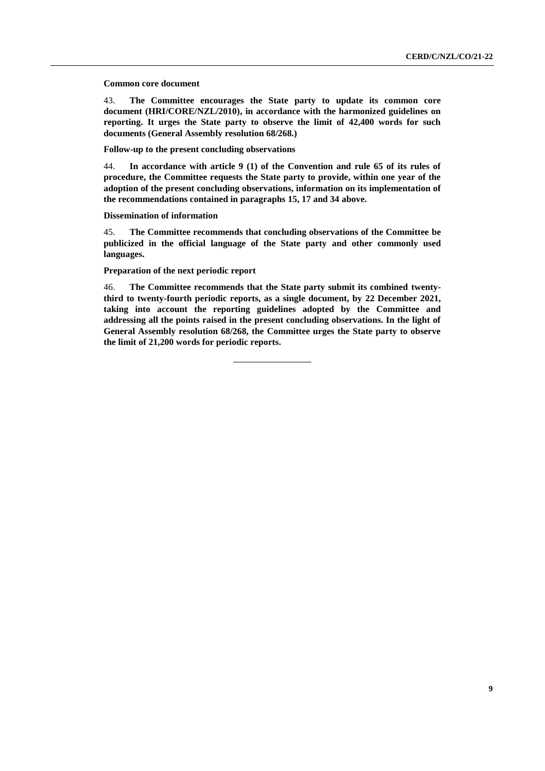**Common core document**

43. **The Committee encourages the State party to update its common core document (HRI/CORE/NZL/2010), in accordance with the harmonized guidelines on reporting. It urges the State party to observe the limit of 42,400 words for such documents (General Assembly resolution 68/268.)**

**Follow-up to the present concluding observations**

44. **In accordance with article 9 (1) of the Convention and rule 65 of its rules of procedure, the Committee requests the State party to provide, within one year of the adoption of the present concluding observations, information on its implementation of the recommendations contained in paragraphs 15, 17 and 34 above.**

**Dissemination of information**

45. **The Committee recommends that concluding observations of the Committee be publicized in the official language of the State party and other commonly used languages.**

**Preparation of the next periodic report**

46. **The Committee recommends that the State party submit its combined twenty-third to twenty-fourth periodic reports, as a single document, by 22 December 2021, taking into account the reporting guidelines adopted by the Committee and addressing all the points raised in the present concluding observations. In the light of General Assembly resolution 68/268, the Committee urges the State party to observe the limit of 21,200 words for periodic reports.**